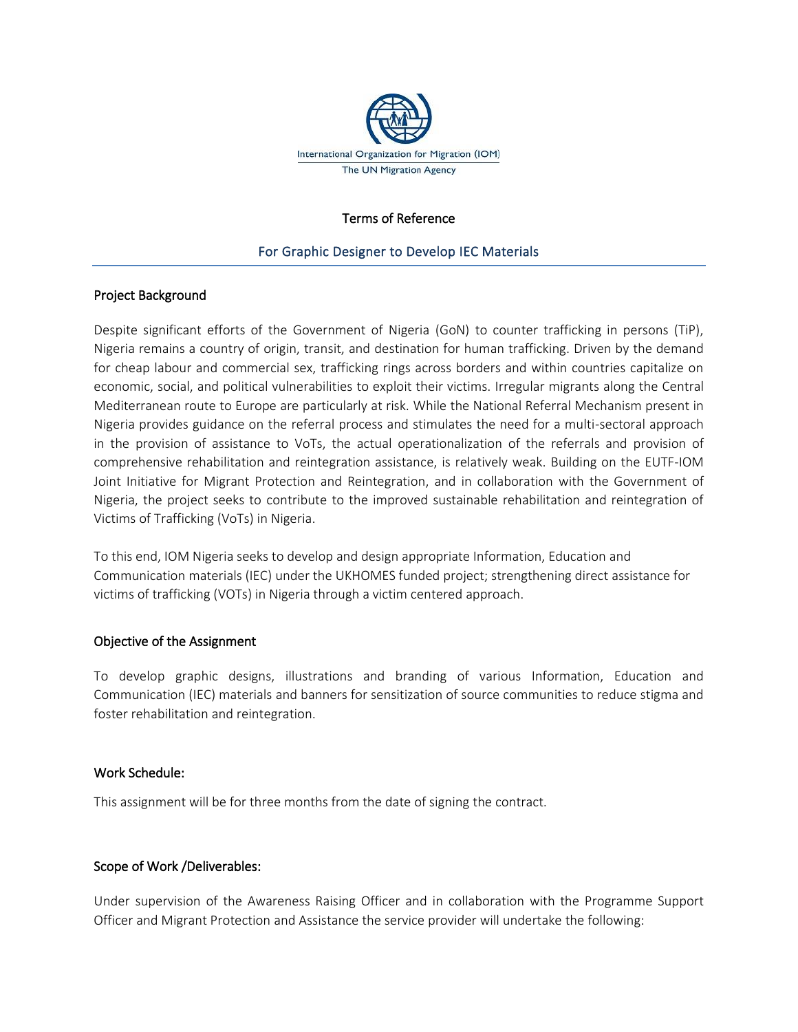International Organization for Migration (IOM)

The UN Migration Agency

# Terms of Reference

## For Graphic Designer to Develop IEC Materials

### Project Background

Despite significant efforts of the Government of Nigeria (GoN) to counter trafficking in persons (TiP), Nigeria remains a country of origin, transit, and destination for human trafficking. Driven by the demand for cheap labour and commercial sex, trafficking rings across borders and within countries capitalize on economic, social, and political vulnerabilities to exploit their victims. Irregular migrants along the Central Mediterranean route to Europe are particularly at risk. While the National Referral Mechanism present in Nigeria provides guidance on the referral process and stimulates the need for a multi-sectoral approach in the provision of assistance to VoTs, the actual operationalization of the referrals and provision of comprehensive rehabilitation and reintegration assistance, is relatively weak. Building on the EUTF-IOM Joint Initiative for Migrant Protection and Reintegration, and in collaboration with the Government of Nigeria, the project seeks to contribute to the improved sustainable rehabilitation and reintegration of Victims of Trafficking (VoTs) in Nigeria.

To this end, IOM Nigeria seeks to develop and design appropriate Information, Education and Communication materials (IEC) under the UKHOMES funded project; strengthening direct assistance for victims of trafficking (VOTs) in Nigeria through a victim centered approach.

### Objective of the Assignment

To develop graphic designs, illustrations and branding of various Information, Education and Communication (IEC) materials and banners for sensitization of source communities to reduce stigma and foster rehabilitation and reintegration.

### Work Schedule:

This assignment will be for three months from the date of signing the contract.

### Scope of Work /Deliverables:

Under supervision of the Awareness Raising Officer and in collaboration with the Programme Support Officer and Migrant Protection and Assistance the service provider will undertake the following: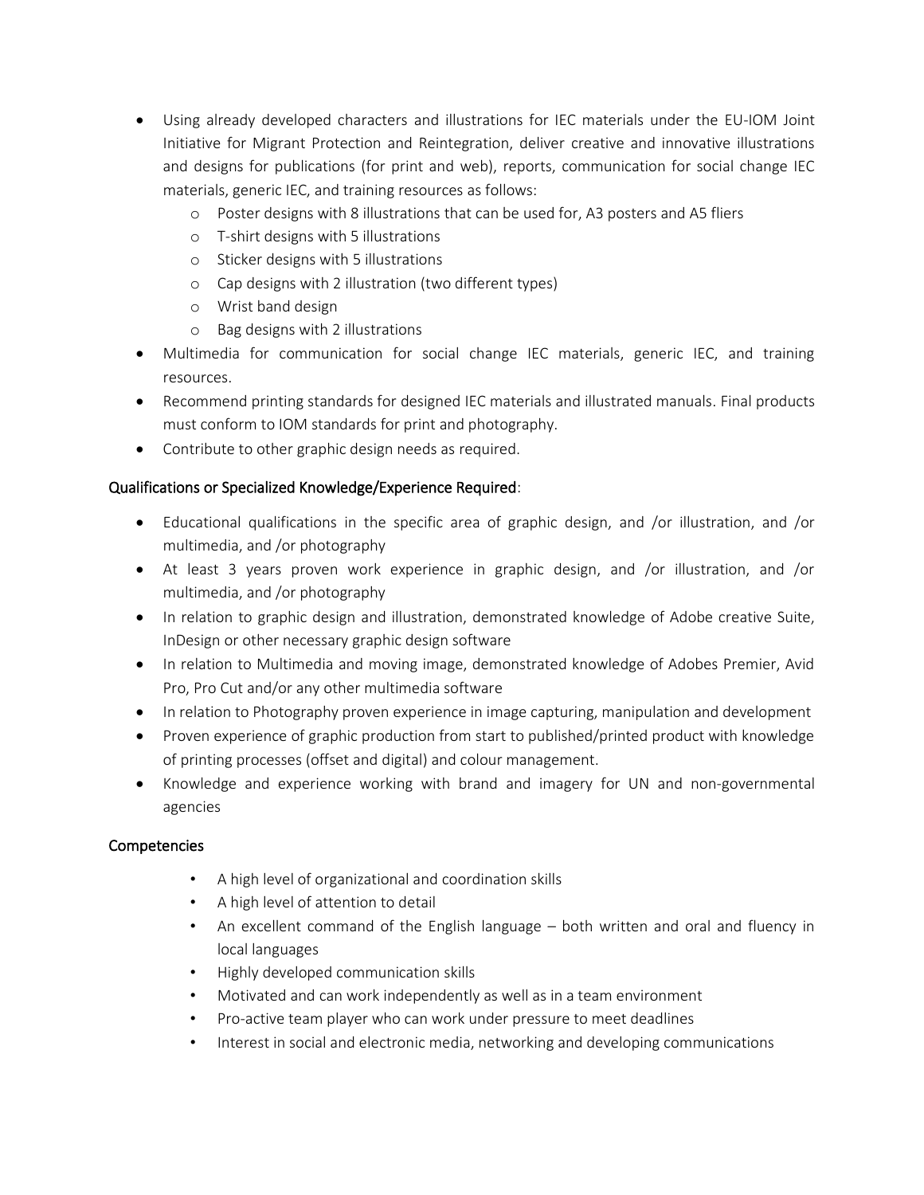- Using already developed characters and illustrations for IEC materials under the EU-IOM Joint Initiative for Migrant Protection and Reintegration, deliver creative and innovative illustrations and designs for publications (for print and web), reports, communication for social change IEC materials, generic IEC, and training resources as follows:
    - Poster designs with 8 illustrations that can be used for, A3 posters and A5 fliers
    - T-shirt designs with 5 illustrations
    - Sticker designs with 5 illustrations
    - Cap designs with 2 illustration (two different types)
    - Wrist band design
    - Bag designs with 2 illustrations
- Multimedia for communication for social change IEC materials, generic IEC, and training resources.
- Recommend printing standards for designed IEC materials and illustrated manuals. Final products must conform to IOM standards for print and photography.
- Contribute to other graphic design needs as required.

## Qualifications or Specialized Knowledge/Experience Required:

- Educational qualifications in the specific area of graphic design, and /or illustration, and /or multimedia, and /or photography
- At least 3 years proven work experience in graphic design, and /or illustration, and /or multimedia, and /or photography
- In relation to graphic design and illustration, demonstrated knowledge of Adobe creative Suite, InDesign or other necessary graphic design software
- In relation to Multimedia and moving image, demonstrated knowledge of Adobes Premier, Avid Pro, Pro Cut and/or any other multimedia software
- In relation to Photography proven experience in image capturing, manipulation and development
- Proven experience of graphic production from start to published/printed product with knowledge of printing processes (offset and digital) and colour management.
- Knowledge and experience working with brand and imagery for UN and non-governmental agencies

## Competencies

- A high level of organizational and coordination skills
- A high level of attention to detail
- An excellent command of the English language – both written and oral and fluency in local languages
- Highly developed communication skills
- Motivated and can work independently as well as in a team environment
- Pro-active team player who can work under pressure to meet deadlines
- Interest in social and electronic media, networking and developing communications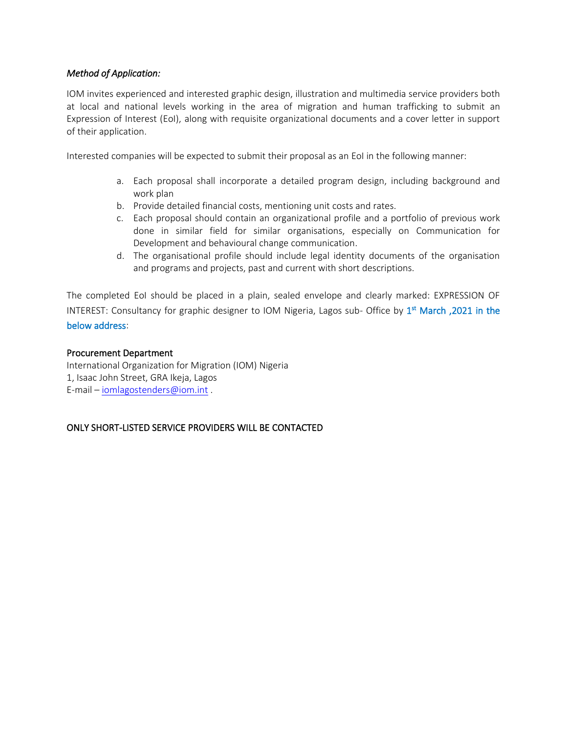*Method of Application:*

IOM invites experienced and interested graphic design, illustration and multimedia service providers both at local and national levels working in the area of migration and human trafficking to submit an Expression of Interest (EoI), along with requisite organizational documents and a cover letter in support of their application.

Interested companies will be expected to submit their proposal as an EoI in the following manner:

a. Each proposal shall incorporate a detailed program design, including background and work plan
b. Provide detailed financial costs, mentioning unit costs and rates.
c. Each proposal should contain an organizational profile and a portfolio of previous work done in similar field for similar organisations, especially on Communication for Development and behavioural change communication.
d. The organisational profile should include legal identity documents of the organisation and programs and projects, past and current with short descriptions.

The completed EoI should be placed in a plain, sealed envelope and clearly marked: EXPRESSION OF INTEREST: Consultancy for graphic designer to IOM Nigeria, Lagos sub- Office by 1st March ,2021 in the below address:

Procurement Department
International Organization for Migration (IOM) Nigeria
1, Isaac John Street, GRA Ikeja, Lagos
E-mail – iomlagostenders@iom.int .

ONLY SHORT-LISTED SERVICE PROVIDERS WILL BE CONTACTED